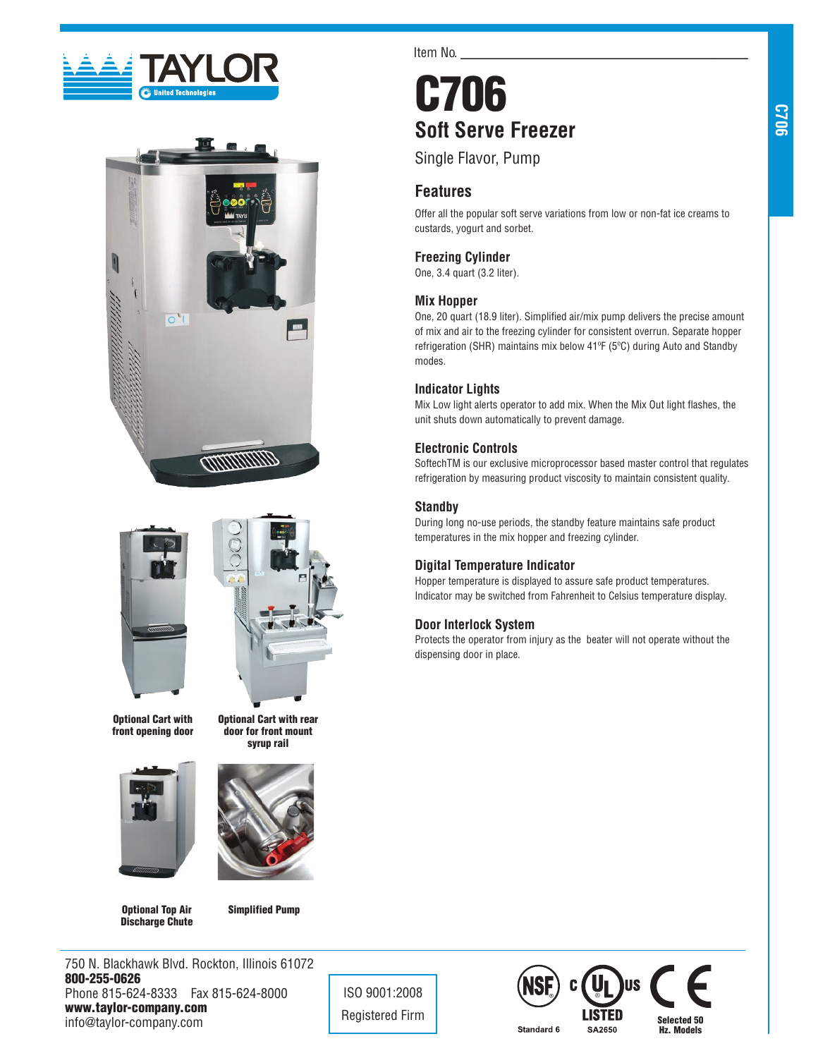Item No. ___________________________________

# C706

## Soft Serve Freezer

Single Flavor, Pump

## Features

Offer all the popular soft serve variations from low or non-fat ice creams to custards, yogurt and sorbet.

### Freezing Cylinder

One, 3.4 quart (3.2 liter).

### Mix Hopper

One, 20 quart (18.9 liter). Simplified air/mix pump delivers the precise amount of mix and air to the freezing cylinder for consistent overrun. Separate hopper refrigeration (SHR) maintains mix below 41ºF (5ºC) during Auto and Standby modes.

### Indicator Lights

Mix Low light alerts operator to add mix. When the Mix Out light flashes, the unit shuts down automatically to prevent damage.

### Electronic Controls

SoftechTM is our exclusive microprocessor based master control that regulates refrigeration by measuring product viscosity to maintain consistent quality.

### Standby

During long no-use periods, the standby feature maintains safe product temperatures in the mix hopper and freezing cylinder.

### Digital Temperature Indicator

Hopper temperature is displayed to assure safe product temperatures. Indicator may be switched from Fahrenheit to Celsius temperature display.

### Door Interlock System

Protects the operator from injury as the beater will not operate without the dispensing door in place.

**Optional Cart with front opening door**

**Optional Cart with rear door for front mount syrup rail**

**Optional Top Air Discharge Chute**

**Simplified Pump**

750 N. Blackhawk Blvd. Rockton, Illinois 61072
**800-255-0626**
Phone 815-624-8333 Fax 815-624-8000
**www.taylor-company.com**
info@taylor-company.com

ISO 9001:2008
Registered Firm

NSF Standard 6 — c UL us LISTED SA2650 — CE Selected 50 Hz. Models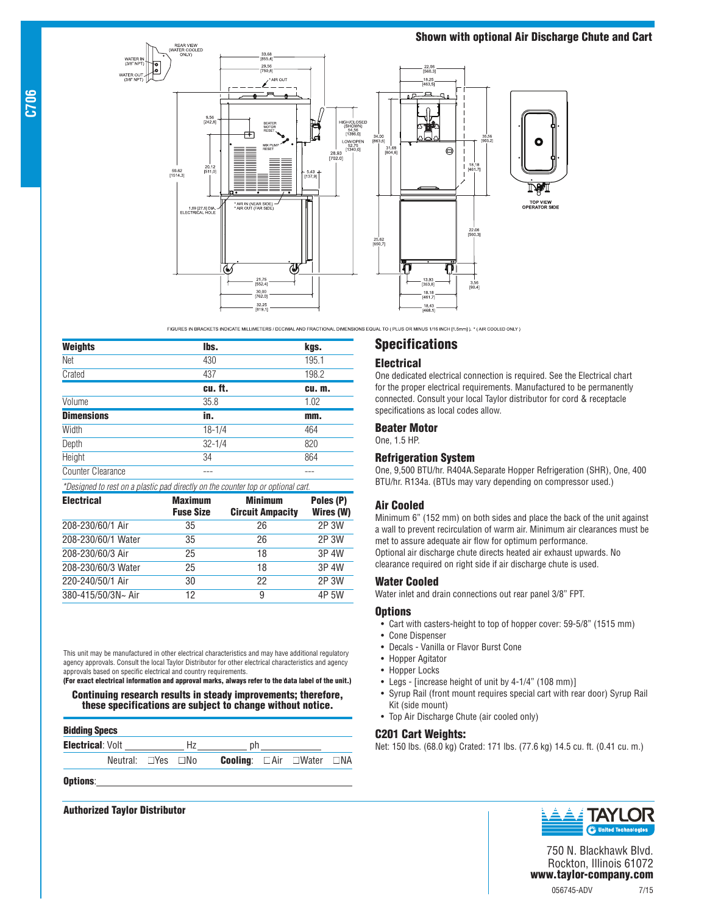## Shown with optional Air Discharge Chute and Cart

FIGURES IN BRACKETS INDICATE MILLIMETERS / DECIMAL AND FRACTIONAL DIMENSIONS EQUAL TO ( PLUS OR MINUS 1/16 INCH [1.5mm] ). * ( AIR COOLED ONLY )

| Weights | lbs. | kgs. |
|---|---|---|
| Net | 430 | 195.1 |
| Crated | 437 | 198.2 |
| | **cu. ft.** | **cu. m.** |
| Volume | 35.8 | 1.02 |
| **Dimensions** | **in.** | **mm.** |
| Width | 18-1/4 | 464 |
| Depth | 32-1/4 | 820 |
| Height | 34 | 864 |
| Counter Clearance | --- | --- |

*Designed to rest on a plastic pad directly on the counter top or optional cart.*

| Electrical | Maximum Fuse Size | Minimum Circuit Ampacity | Poles (P) Wires (W) |
|---|---|---|---|
| 208-230/60/1 Air | 35 | 26 | 2P 3W |
| 208-230/60/1 Water | 35 | 26 | 2P 3W |
| 208-230/60/3 Air | 25 | 18 | 3P 4W |
| 208-230/60/3 Water | 25 | 18 | 3P 4W |
| 220-240/50/1 Air | 30 | 22 | 2P 3W |
| 380-415/50/3N~ Air | 12 | 9 | 4P 5W |

This unit may be manufactured in other electrical characteristics and may have additional regulatory agency approvals. Consult the local Taylor Distributor for other electrical characteristics and agency approvals based on specific electrical and country requirements.
**(For exact electrical information and approval marks, always refer to the data label of the unit.)**

**Continuing research results in steady improvements; therefore, these specifications are subject to change without notice.**

**Bidding Specs**

**Electrical**: Volt ____________ Hz __________ ph ____________

Neutral: ☐Yes ☐No **Cooling**: ☐Air ☐Water ☐NA

**Options**: ________________________________

**Authorized Taylor Distributor**

# Specifications

## Electrical

One dedicated electrical connection is required. See the Electrical chart for the proper electrical requirements. Manufactured to be permanently connected. Consult your local Taylor distributor for cord & receptacle specifications as local codes allow.

## Beater Motor

One, 1.5 HP.

## Refrigeration System

One, 9,500 BTU/hr. R404A.Separate Hopper Refrigeration (SHR), One, 400 BTU/hr. R134a. (BTUs may vary depending on compressor used.)

## Air Cooled

Minimum 6" (152 mm) on both sides and place the back of the unit against a wall to prevent recirculation of warm air. Minimum air clearances must be met to assure adequate air flow for optimum performance.
Optional air discharge chute directs heated air exhaust upwards. No clearance required on right side if air discharge chute is used.

## Water Cooled

Water inlet and drain connections out rear panel 3/8" FPT.

## Options

- Cart with casters-height to top of hopper cover: 59-5/8" (1515 mm)
- Cone Dispenser
- Decals - Vanilla or Flavor Burst Cone
- Hopper Agitator
- Hopper Locks
- Legs - [increase height of unit by 4-1/4" (108 mm)]
- Syrup Rail (front mount requires special cart with rear door) Syrup Rail Kit (side mount)
- Top Air Discharge Chute (air cooled only)

## C201 Cart Weights:

Net: 150 lbs. (68.0 kg) Crated: 171 lbs. (77.6 kg) 14.5 cu. ft. (0.41 cu. m.)

TAYLOR United Technologies

750 N. Blackhawk Blvd.
Rockton, Illinois 61072
**www.taylor-company.com**

056745-ADV 7/15